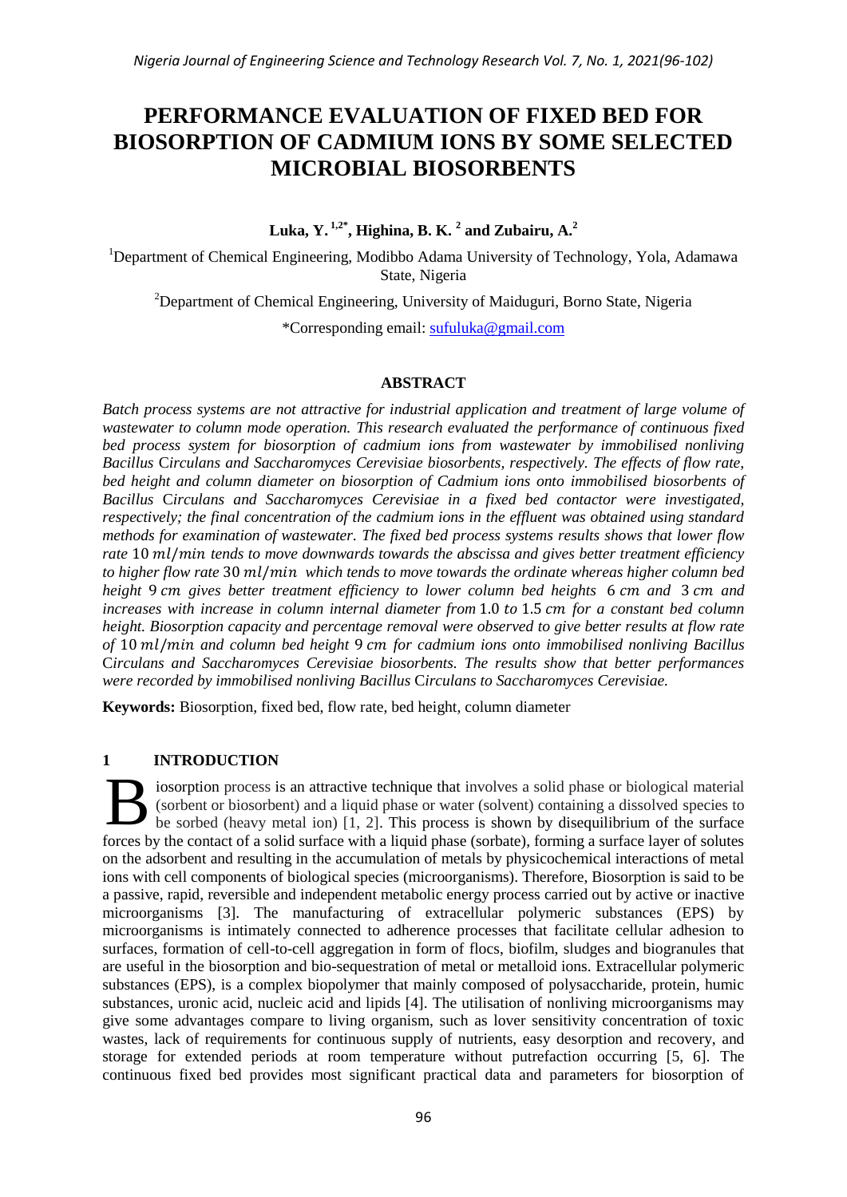# PERFORMANCE EVALUATION OF FIXED BED FOR BIOSORPTION OF CADMIUM IONS BY SOME SELECTED MICROBIAL BIOSORBENTS

**Luka, Y.[1,2*], Highina, B. K.[2] and Zubairu, A.[2]**

[1]Department of Chemical Engineering, Modibbo Adama University of Technology, Yola, Adamawa State, Nigeria

[2]Department of Chemical Engineering, University of Maiduguri, Borno State, Nigeria

*Corresponding email: sufuluka@gmail.com

## ABSTRACT

*Batch process systems are not attractive for industrial application and treatment of large volume of wastewater to column mode operation. This research evaluated the performance of continuous fixed bed process system for biosorption of cadmium ions from wastewater by immobilised nonliving Bacillus Circulans and Saccharomyces Cerevisiae biosorbents, respectively. The effects of flow rate, bed height and column diameter on biosorption of Cadmium ions onto immobilised biosorbents of Bacillus Circulans and Saccharomyces Cerevisiae in a fixed bed contactor were investigated, respectively; the final concentration of the cadmium ions in the effluent was obtained using standard methods for examination of wastewater. The fixed bed process systems results shows that lower flow rate* $10\ ml/min$ *tends to move downwards towards the abscissa and gives better treatment efficiency to higher flow rate* $30\ ml/min$ *which tends to move towards the ordinate whereas higher column bed height* $9\ cm$ *gives better treatment efficiency to lower column bed heights* $6\ cm$ *and* $3\ cm$ *and increases with increase in column internal diameter from* $1.0\ to\ 1.5\ cm$ *for a constant bed column height. Biosorption capacity and percentage removal were observed to give better results at flow rate of* $10\ ml/min$ *and column bed height* $9\ cm$ *for cadmium ions onto immobilised nonliving Bacillus Circulans and Saccharomyces Cerevisiae biosorbents. The results show that better performances were recorded by immobilised nonliving Bacillus Circulans to Saccharomyces Cerevisiae.*

**Keywords:** Biosorption, fixed bed, flow rate, bed height, column diameter

## 1 INTRODUCTION

Biosorption process is an attractive technique that involves a solid phase or biological material (sorbent or biosorbent) and a liquid phase or water (solvent) containing a dissolved species to be sorbed (heavy metal ion) [1, 2]. This process is shown by disequilibrium of the surface forces by the contact of a solid surface with a liquid phase (sorbate), forming a surface layer of solutes on the adsorbent and resulting in the accumulation of metals by physicochemical interactions of metal ions with cell components of biological species (microorganisms). Therefore, Biosorption is said to be a passive, rapid, reversible and independent metabolic energy process carried out by active or inactive microorganisms [3]. The manufacturing of extracellular polymeric substances (EPS) by microorganisms is intimately connected to adherence processes that facilitate cellular adhesion to surfaces, formation of cell-to-cell aggregation in form of flocs, biofilm, sludges and biogranules that are useful in the biosorption and bio-sequestration of metal or metalloid ions. Extracellular polymeric substances (EPS), is a complex biopolymer that mainly composed of polysaccharide, protein, humic substances, uronic acid, nucleic acid and lipids [4]. The utilisation of nonliving microorganisms may give some advantages compare to living organism, such as lover sensitivity concentration of toxic wastes, lack of requirements for continuous supply of nutrients, easy desorption and recovery, and storage for extended periods at room temperature without putrefaction occurring [5, 6]. The continuous fixed bed provides most significant practical data and parameters for biosorption of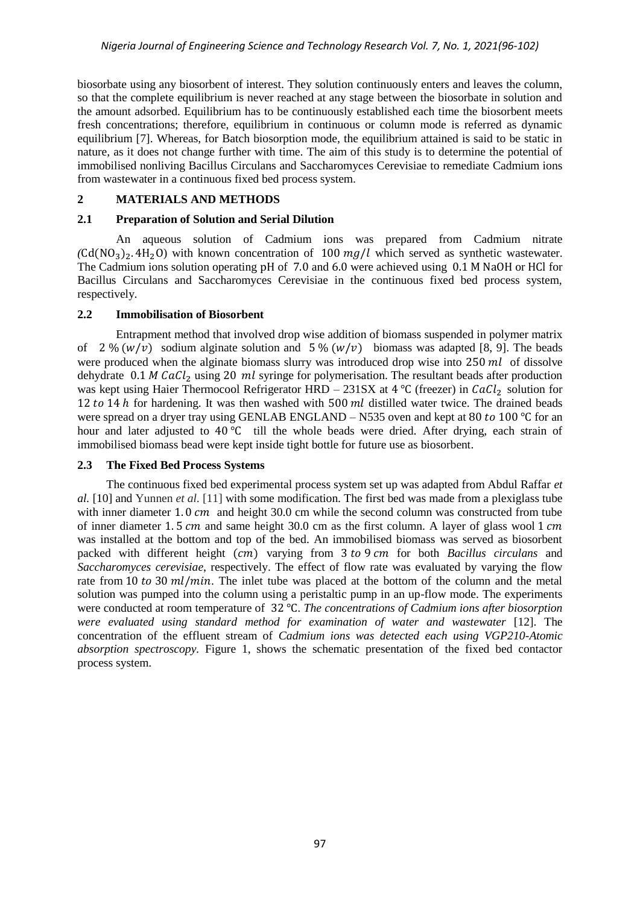biosorbate using any biosorbent of interest. They solution continuously enters and leaves the column, so that the complete equilibrium is never reached at any stage between the biosorbate in solution and the amount adsorbed. Equilibrium has to be continuously established each time the biosorbent meets fresh concentrations; therefore, equilibrium in continuous or column mode is referred as dynamic equilibrium [7]. Whereas, for Batch biosorption mode, the equilibrium attained is said to be static in nature, as it does not change further with time. The aim of this study is to determine the potential of immobilised nonliving Bacillus Circulans and Saccharomyces Cerevisiae to remediate Cadmium ions from wastewater in a continuous fixed bed process system.

## 2 MATERIALS AND METHODS

### 2.1 Preparation of Solution and Serial Dilution

An aqueous solution of Cadmium ions was prepared from Cadmium nitrate ($Cd(NO_3)_2.4H_2O$) with known concentration of $100\ mg/l$ which served as synthetic wastewater. The Cadmium ions solution operating pH of 7.0 and 6.0 were achieved using 0.1 M NaOH or HCl for Bacillus Circulans and Saccharomyces Cerevisiae in the continuous fixed bed process system, respectively.

### 2.2 Immobilisation of Biosorbent

Entrapment method that involved drop wise addition of biomass suspended in polymer matrix of $2\ \%\ (w/v)$ sodium alginate solution and $5\ \%\ (w/v)$ biomass was adapted [8, 9]. The beads were produced when the alginate biomass slurry was introduced drop wise into $250\ ml$ of dissolve dehydrate $0.1\ M\ CaCl_2$ using $20\ ml$ syringe for polymerisation. The resultant beads after production was kept using Haier Thermocool Refrigerator HRD – 231SX at 4 ℃ (freezer) in $CaCl_2$ solution for $12\ to\ 14\ h$ for hardening. It was then washed with $500\ ml$ distilled water twice. The drained beads were spread on a dryer tray using GENLAB ENGLAND – N535 oven and kept at $80\ to\ 100$ ℃ for an hour and later adjusted to 40 ℃ till the whole beads were dried. After drying, each strain of immobilised biomass bead were kept inside tight bottle for future use as biosorbent.

### 2.3 The Fixed Bed Process Systems

The continuous fixed bed experimental process system set up was adapted from Abdul Raffar *et al.* [10] and Yunnen *et al.* [11] with some modification. The first bed was made from a plexiglass tube with inner diameter $1.0\ cm$ and height 30.0 cm while the second column was constructed from tube of inner diameter $1.5\ cm$ and same height 30.0 cm as the first column. A layer of glass wool $1\ cm$ was installed at the bottom and top of the bed. An immobilised biomass was served as biosorbent packed with different height ($cm$) varying from $3\ to\ 9\ cm$ for both *Bacillus circulans* and *Saccharomyces cerevisiae*, respectively. The effect of flow rate was evaluated by varying the flow rate from $10\ to\ 30\ ml/min$. The inlet tube was placed at the bottom of the column and the metal solution was pumped into the column using a peristaltic pump in an up-flow mode. The experiments were conducted at room temperature of 32 ℃. *The concentrations of Cadmium ions after biosorption were evaluated using standard method for examination of water and wastewater* [12]. The concentration of the effluent stream of *Cadmium ions was detected each using VGP210-Atomic absorption spectroscopy.* Figure 1, shows the schematic presentation of the fixed bed contactor process system.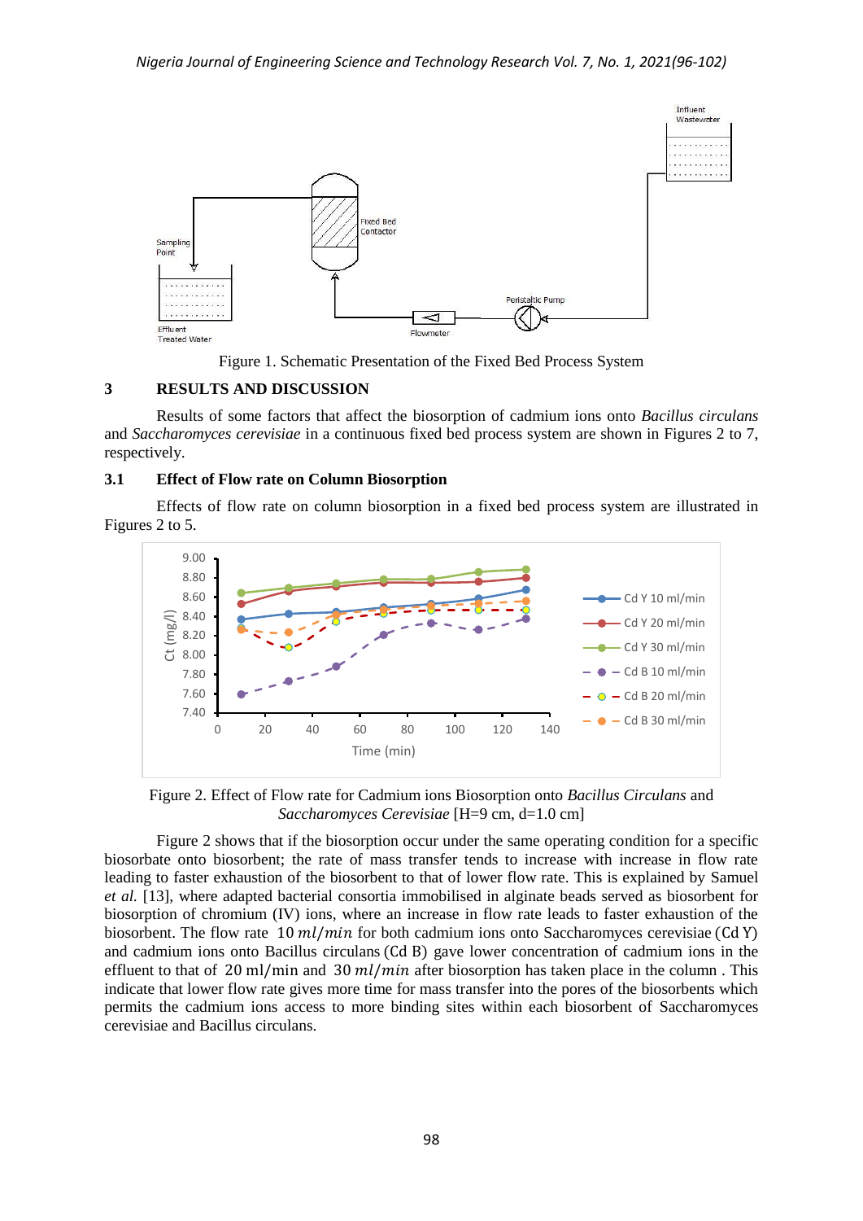Figure 1. Schematic Presentation of the Fixed Bed Process System

## 3 RESULTS AND DISCUSSION

Results of some factors that affect the biosorption of cadmium ions onto *Bacillus circulans* and *Saccharomyces cerevisiae* in a continuous fixed bed process system are shown in Figures 2 to 7, respectively.

### 3.1 Effect of Flow rate on Column Biosorption

Effects of flow rate on column biosorption in a fixed bed process system are illustrated in Figures 2 to 5.

Figure 2. Effect of Flow rate for Cadmium ions Biosorption onto *Bacillus Circulans* and *Saccharomyces Cerevisiae* [H=9 cm, d=1.0 cm]

Figure 2 shows that if the biosorption occur under the same operating condition for a specific biosorbate onto biosorbent; the rate of mass transfer tends to increase with increase in flow rate leading to faster exhaustion of the biosorbent to that of lower flow rate. This is explained by Samuel *et al.* [13], where adapted bacterial consortia immobilised in alginate beads served as biosorbent for biosorption of chromium (IV) ions, where an increase in flow rate leads to faster exhaustion of the biosorbent. The flow rate $10\ ml/min$ for both cadmium ions onto Saccharomyces cerevisiae (Cd Y) and cadmium ions onto Bacillus circulans (Cd B) gave lower concentration of cadmium ions in the effluent to that of $20$ ml/min and $30\ ml/min$ after biosorption has taken place in the column . This indicate that lower flow rate gives more time for mass transfer into the pores of the biosorbents which permits the cadmium ions access to more binding sites within each biosorbent of Saccharomyces cerevisiae and Bacillus circulans.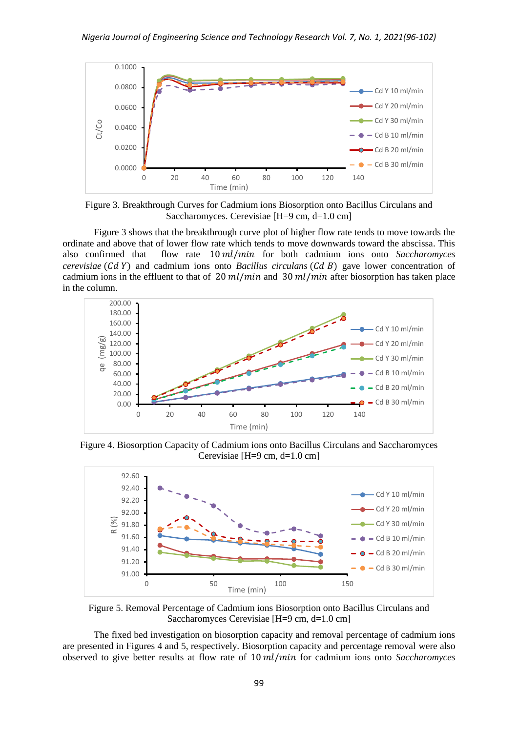Figure 3. Breakthrough Curves for Cadmium ions Biosorption onto Bacillus Circulans and Saccharomyces. Cerevisiae [H=9 cm, d=1.0 cm]

Figure 3 shows that the breakthrough curve plot of higher flow rate tends to move towards the ordinate and above that of lower flow rate which tends to move downwards toward the abscissa. This also confirmed that flow rate $10\ ml/min$ for both cadmium ions onto *Saccharomyces cerevisiae* $(Cd\ Y)$ and cadmium ions onto *Bacillus circulans* $(Cd\ B)$ gave lower concentration of cadmium ions in the effluent to that of $20\ ml/min$ and $30\ ml/min$ after biosorption has taken place in the column.

Figure 4. Biosorption Capacity of Cadmium ions onto Bacillus Circulans and Saccharomyces Cerevisiae [H=9 cm, d=1.0 cm]

Figure 5. Removal Percentage of Cadmium ions Biosorption onto Bacillus Circulans and Saccharomyces Cerevisiae [H=9 cm, d=1.0 cm]

The fixed bed investigation on biosorption capacity and removal percentage of cadmium ions are presented in Figures 4 and 5, respectively. Biosorption capacity and percentage removal were also observed to give better results at flow rate of $10\ ml/min$ for cadmium ions onto *Saccharomyces*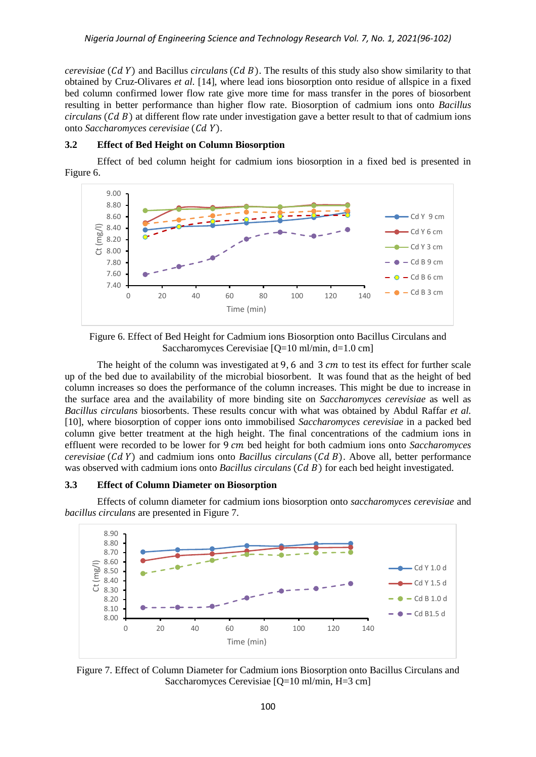*cerevisiae* ($Cd\ Y$) and Bacillus *circulans* ($Cd\ B$). The results of this study also show similarity to that obtained by Cruz-Olivares *et al.* [14], where lead ions biosorption onto residue of allspice in a fixed bed column confirmed lower flow rate give more time for mass transfer in the pores of biosorbent resulting in better performance than higher flow rate. Biosorption of cadmium ions onto *Bacillus circulans* ($Cd\ B$) at different flow rate under investigation gave a better result to that of cadmium ions onto *Saccharomyces cerevisiae* ($Cd\ Y$).

### 3.2 Effect of Bed Height on Column Biosorption

Effect of bed column height for cadmium ions biosorption in a fixed bed is presented in Figure 6.

Figure 6. Effect of Bed Height for Cadmium ions Biosorption onto Bacillus Circulans and Saccharomyces Cerevisiae [Q=10 ml/min, d=1.0 cm]

The height of the column was investigated at 9, 6 and 3 $cm$ to test its effect for further scale up of the bed due to availability of the microbial biosorbent. It was found that as the height of bed column increases so does the performance of the column increases. This might be due to increase in the surface area and the availability of more binding site on *Saccharomyces cerevisiae* as well as *Bacillus circulans* biosorbents. These results concur with what was obtained by Abdul Raffar *et al.* [10], where biosorption of copper ions onto immobilised *Saccharomyces cerevisiae* in a packed bed column give better treatment at the high height. The final concentrations of the cadmium ions in effluent were recorded to be lower for 9 $cm$ bed height for both cadmium ions onto *Saccharomyces cerevisiae* ($Cd\ Y$) and cadmium ions onto *Bacillus circulans* ($Cd\ B$). Above all, better performance was observed with cadmium ions onto *Bacillus circulans* ($Cd\ B$) for each bed height investigated.

### 3.3 Effect of Column Diameter on Biosorption

Effects of column diameter for cadmium ions biosorption onto *saccharomyces cerevisiae* and *bacillus circulans* are presented in Figure 7.

Figure 7. Effect of Column Diameter for Cadmium ions Biosorption onto Bacillus Circulans and Saccharomyces Cerevisiae [Q=10 ml/min, H=3 cm]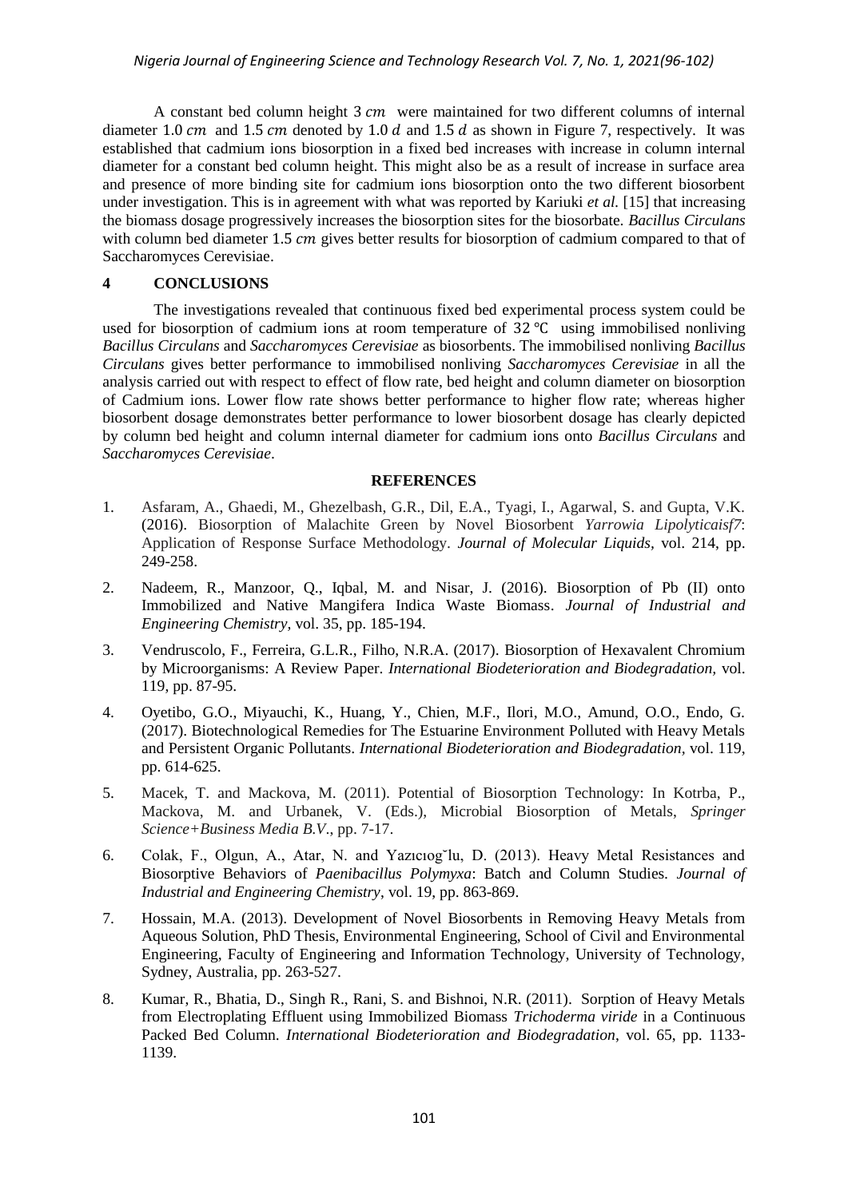A constant bed column height 3 $cm$ were maintained for two different columns of internal diameter 1.0 $cm$ and 1.5 $cm$ denoted by 1.0 $d$ and 1.5 $d$ as shown in Figure 7, respectively. It was established that cadmium ions biosorption in a fixed bed increases with increase in column internal diameter for a constant bed column height. This might also be as a result of increase in surface area and presence of more binding site for cadmium ions biosorption onto the two different biosorbent under investigation. This is in agreement with what was reported by Kariuki *et al.* [15] that increasing the biomass dosage progressively increases the biosorption sites for the biosorbate. *Bacillus Circulans* with column bed diameter 1.5 $cm$ gives better results for biosorption of cadmium compared to that of Saccharomyces Cerevisiae.

## 4 CONCLUSIONS

The investigations revealed that continuous fixed bed experimental process system could be used for biosorption of cadmium ions at room temperature of 32 ℃ using immobilised nonliving *Bacillus Circulans* and *Saccharomyces Cerevisiae* as biosorbents. The immobilised nonliving *Bacillus Circulans* gives better performance to immobilised nonliving *Saccharomyces Cerevisiae* in all the analysis carried out with respect to effect of flow rate, bed height and column diameter on biosorption of Cadmium ions. Lower flow rate shows better performance to higher flow rate; whereas higher biosorbent dosage demonstrates better performance to lower biosorbent dosage has clearly depicted by column bed height and column internal diameter for cadmium ions onto *Bacillus Circulans* and *Saccharomyces Cerevisiae*.

## REFERENCES

1. Asfaram, A., Ghaedi, M., Ghezelbash, G.R., Dil, E.A., Tyagi, I., Agarwal, S. and Gupta, V.K. (2016). Biosorption of Malachite Green by Novel Biosorbent *Yarrowia Lipolyticaisf7*: Application of Response Surface Methodology. *Journal of Molecular Liquids*, vol. 214, pp. 249-258.
2. Nadeem, R., Manzoor, Q., Iqbal, M. and Nisar, J. (2016). Biosorption of Pb (II) onto Immobilized and Native Mangifera Indica Waste Biomass. *Journal of Industrial and Engineering Chemistry,* vol. 35, pp. 185-194.
3. Vendruscolo, F., Ferreira, G.L.R., Filho, N.R.A. (2017). Biosorption of Hexavalent Chromium by Microorganisms: A Review Paper. *International Biodeterioration and Biodegradation,* vol. 119, pp. 87-95.
4. Oyetibo, G.O., Miyauchi, K., Huang, Y., Chien, M.F., Ilori, M.O., Amund, O.O., Endo, G. (2017). Biotechnological Remedies for The Estuarine Environment Polluted with Heavy Metals and Persistent Organic Pollutants. *International Biodeterioration and Biodegradation,* vol. 119, pp. 614-625.
5. Macek, T. and Mackova, M. (2011). Potential of Biosorption Technology: In Kotrba, P., Mackova, M. and Urbanek, V. (Eds.), Microbial Biosorption of Metals, *Springer Science+Business Media B.V*., pp. 7-17.
6. Colak, F., Olgun, A., Atar, N. and Yazıcıog˘lu, D. (2013). Heavy Metal Resistances and Biosorptive Behaviors of *Paenibacillus Polymyxa*: Batch and Column Studies. *Journal of Industrial and Engineering Chemistry*, vol. 19, pp. 863-869.
7. Hossain, M.A. (2013). Development of Novel Biosorbents in Removing Heavy Metals from Aqueous Solution, PhD Thesis, Environmental Engineering, School of Civil and Environmental Engineering, Faculty of Engineering and Information Technology, University of Technology, Sydney, Australia, pp. 263-527.
8. Kumar, R., Bhatia, D., Singh R., Rani, S. and Bishnoi, N.R. (2011). Sorption of Heavy Metals from Electroplating Effluent using Immobilized Biomass *Trichoderma viride* in a Continuous Packed Bed Column. *International Biodeterioration and Biodegradation*, vol. 65, pp. 1133-1139.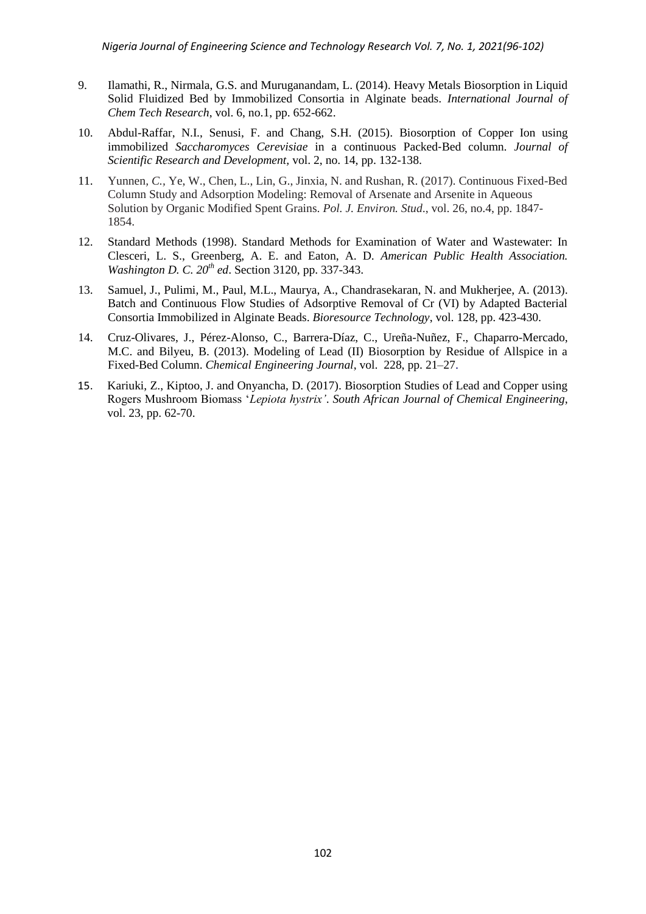9. Ilamathi, R., Nirmala, G.S. and Muruganandam, L. (2014). Heavy Metals Biosorption in Liquid Solid Fluidized Bed by Immobilized Consortia in Alginate beads. *International Journal of Chem Tech Research*, vol. 6, no.1, pp. 652-662.

10. Abdul-Raffar, N.I., Senusi, F. and Chang, S.H. (2015). Biosorption of Copper Ion using immobilized *Saccharomyces Cerevisiae* in a continuous Packed-Bed column. *Journal of Scientific Research and Development*, vol. 2, no. 14, pp. 132-138.

11. Yunnen, *C.*, Ye, W., Chen, L., Lin, G., Jinxia, N. and Rushan, R. (2017). Continuous Fixed-Bed Column Study and Adsorption Modeling: Removal of Arsenate and Arsenite in Aqueous Solution by Organic Modified Spent Grains. *Pol. J. Environ. Stud*., vol. 26, no.4, pp. 1847-1854.

12. Standard Methods (1998). Standard Methods for Examination of Water and Wastewater: In Clesceri, L. S., Greenberg, A. E. and Eaton, A. D. *American Public Health Association. Washington D. C. 20th ed*. Section 3120, pp. 337-343.

13. Samuel, J., Pulimi, M., Paul, M.L., Maurya, A., Chandrasekaran, N. and Mukherjee, A. (2013). Batch and Continuous Flow Studies of Adsorptive Removal of Cr (VI) by Adapted Bacterial Consortia Immobilized in Alginate Beads. *Bioresource Technology*, vol. 128, pp. 423-430.

14. Cruz-Olivares, J., Pérez-Alonso, C., Barrera-Díaz, C., Ureña-Nuñez, F., Chaparro-Mercado, M.C. and Bilyeu, B. (2013). Modeling of Lead (II) Biosorption by Residue of Allspice in a Fixed-Bed Column. *Chemical Engineering Journal*, vol. 228, pp. 21–27.

15. Kariuki, Z., Kiptoo, J. and Onyancha, D. (2017). Biosorption Studies of Lead and Copper using Rogers Mushroom Biomass '*Lepiota hystrix'*. *South African Journal of Chemical Engineering*, vol. 23, pp. 62-70.